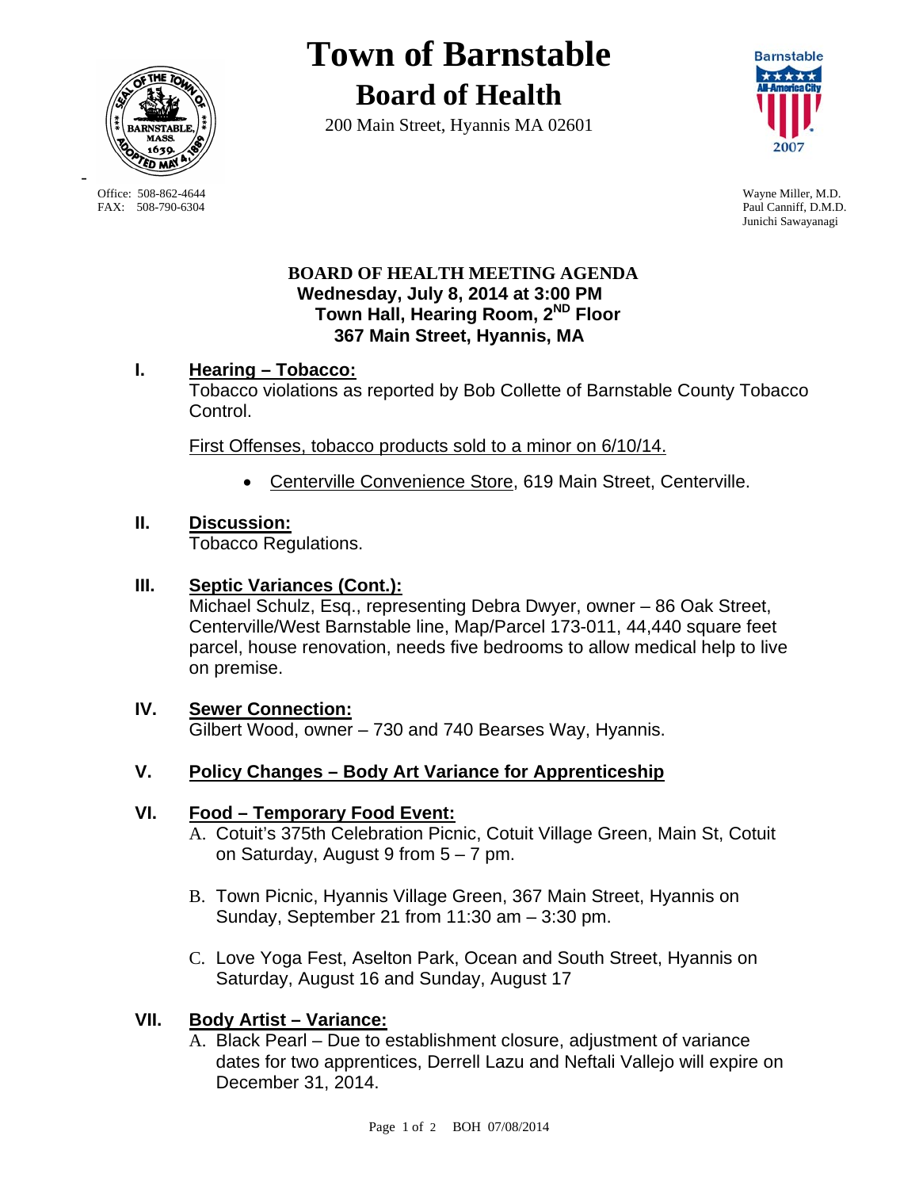# Town of Barnstable

## Board of Health

200 Main Street, Hyannis MA 02601

Office: 508-862-4644
FAX: 508-790-6304

Wayne Miller, M.D.
Paul Canniff, D.M.D.
Junichi Sawayanagi

**BOARD OF HEALTH MEETING AGENDA**
**Wednesday, July 8, 2014 at 3:00 PM**
**Town Hall, Hearing Room, 2ND Floor**
**367 Main Street, Hyannis, MA**

**I. Hearing – Tobacco:**

Tobacco violations as reported by Bob Collette of Barnstable County Tobacco Control.

First Offenses, tobacco products sold to a minor on 6/10/14.

- Centerville Convenience Store, 619 Main Street, Centerville.

**II. Discussion:**

Tobacco Regulations.

**III. Septic Variances (Cont.):**

Michael Schulz, Esq., representing Debra Dwyer, owner – 86 Oak Street, Centerville/West Barnstable line, Map/Parcel 173-011, 44,440 square feet parcel, house renovation, needs five bedrooms to allow medical help to live on premise.

**IV. Sewer Connection:**

Gilbert Wood, owner – 730 and 740 Bearses Way, Hyannis.

**V. Policy Changes – Body Art Variance for Apprenticeship**

**VI. Food – Temporary Food Event:**

A. Cotuit's 375th Celebration Picnic, Cotuit Village Green, Main St, Cotuit on Saturday, August 9 from 5 – 7 pm.

B. Town Picnic, Hyannis Village Green, 367 Main Street, Hyannis on Sunday, September 21 from 11:30 am – 3:30 pm.

C. Love Yoga Fest, Aselton Park, Ocean and South Street, Hyannis on Saturday, August 16 and Sunday, August 17

**VII. Body Artist – Variance:**

A. Black Pearl – Due to establishment closure, adjustment of variance dates for two apprentices, Derrell Lazu and Neftali Vallejo will expire on December 31, 2014.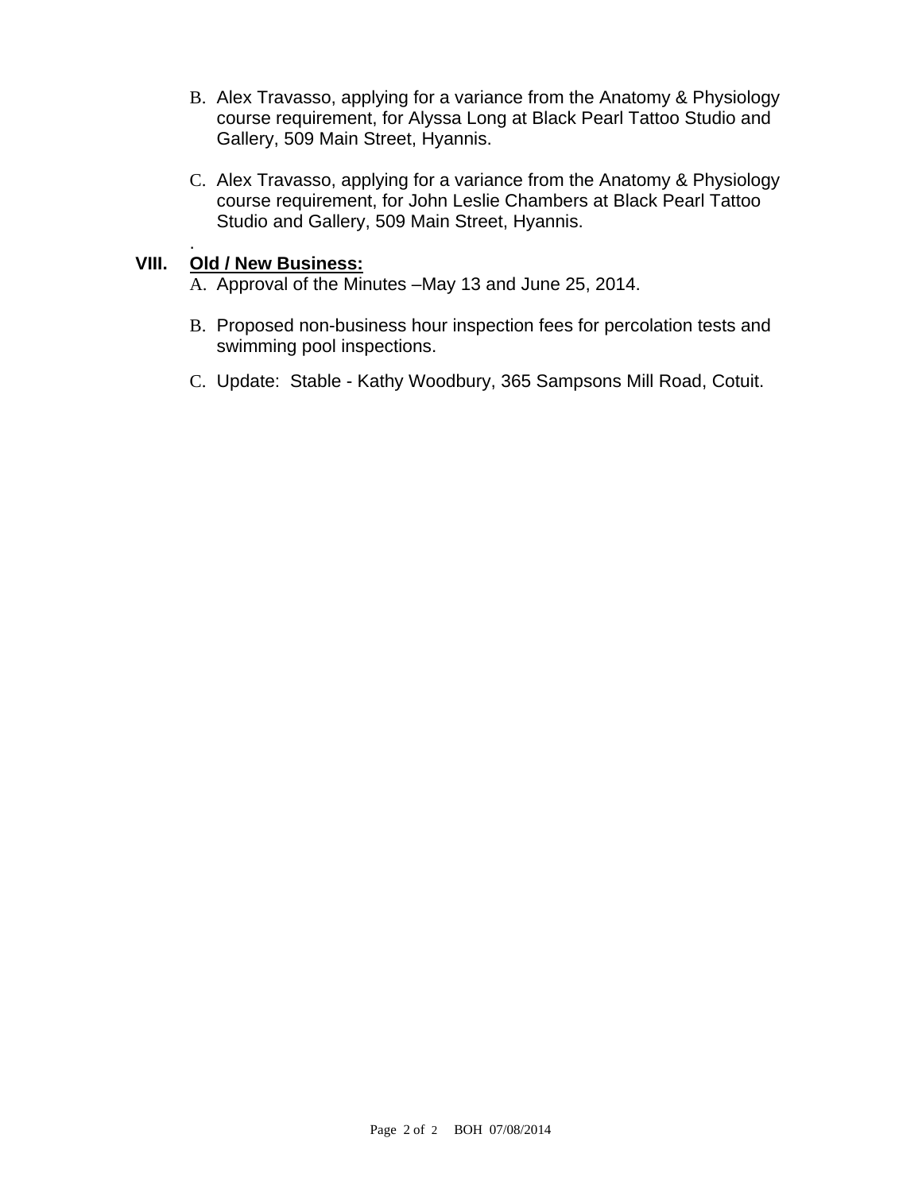B. Alex Travasso, applying for a variance from the Anatomy & Physiology course requirement, for Alyssa Long at Black Pearl Tattoo Studio and Gallery, 509 Main Street, Hyannis.

C. Alex Travasso, applying for a variance from the Anatomy & Physiology course requirement, for John Leslie Chambers at Black Pearl Tattoo Studio and Gallery, 509 Main Street, Hyannis.

.

**VIII. Old / New Business:**

A. Approval of the Minutes –May 13 and June 25, 2014.

B. Proposed non-business hour inspection fees for percolation tests and swimming pool inspections.

C. Update: Stable - Kathy Woodbury, 365 Sampsons Mill Road, Cotuit.